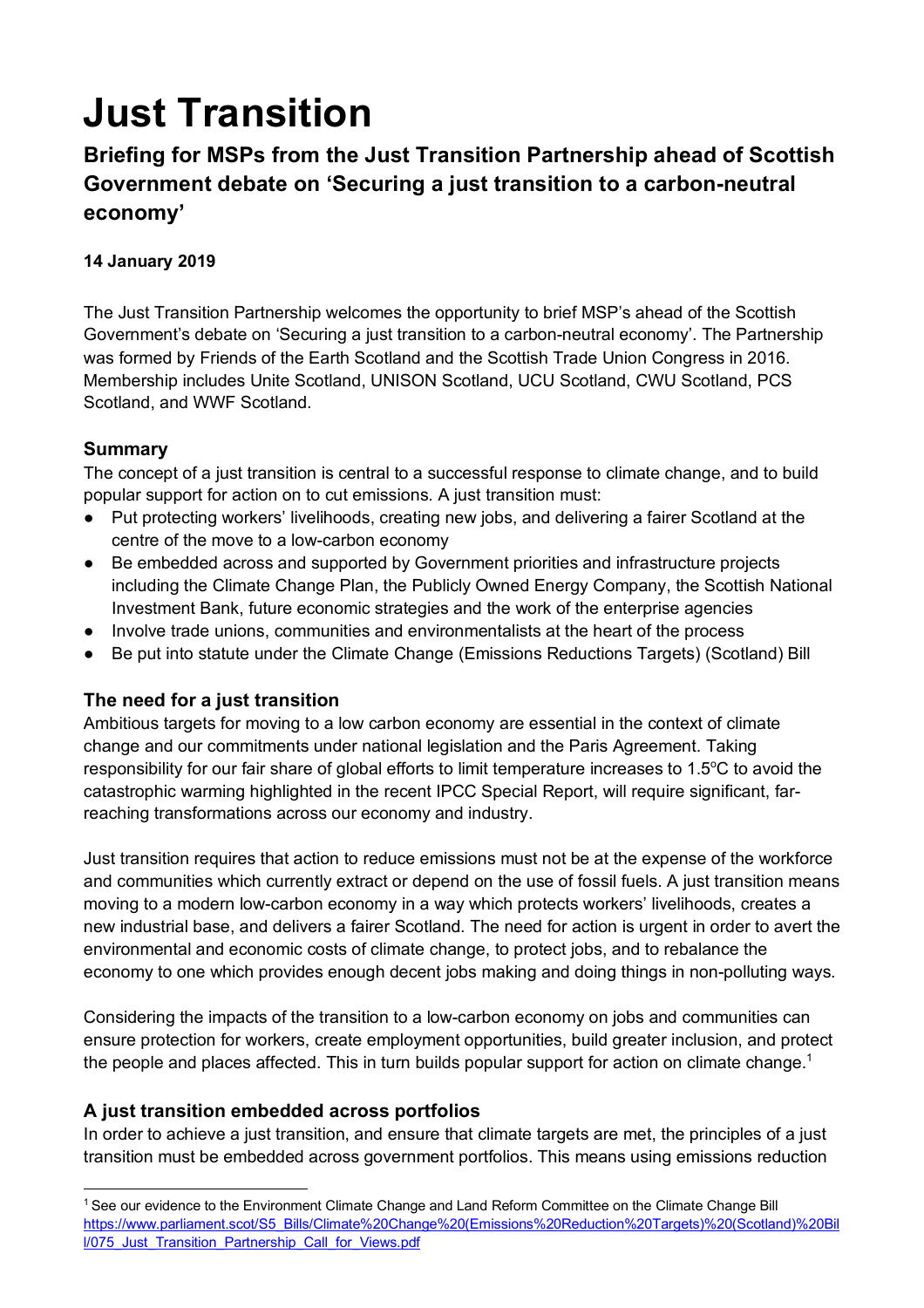# Just Transition

## Briefing for MSPs from the Just Transition Partnership ahead of Scottish Government debate on 'Securing a just transition to a carbon-neutral economy'

**14 January 2019**

The Just Transition Partnership welcomes the opportunity to brief MSP's ahead of the Scottish Government's debate on 'Securing a just transition to a carbon-neutral economy'. The Partnership was formed by Friends of the Earth Scotland and the Scottish Trade Union Congress in 2016. Membership includes Unite Scotland, UNISON Scotland, UCU Scotland, CWU Scotland, PCS Scotland, and WWF Scotland.

### Summary

The concept of a just transition is central to a successful response to climate change, and to build popular support for action on to cut emissions. A just transition must:

- Put protecting workers' livelihoods, creating new jobs, and delivering a fairer Scotland at the centre of the move to a low-carbon economy
- Be embedded across and supported by Government priorities and infrastructure projects including the Climate Change Plan, the Publicly Owned Energy Company, the Scottish National Investment Bank, future economic strategies and the work of the enterprise agencies
- Involve trade unions, communities and environmentalists at the heart of the process
- Be put into statute under the Climate Change (Emissions Reductions Targets) (Scotland) Bill

### The need for a just transition

Ambitious targets for moving to a low carbon economy are essential in the context of climate change and our commitments under national legislation and the Paris Agreement. Taking responsibility for our fair share of global efforts to limit temperature increases to 1.5$^{o}$C to avoid the catastrophic warming highlighted in the recent IPCC Special Report, will require significant, far-reaching transformations across our economy and industry.

Just transition requires that action to reduce emissions must not be at the expense of the workforce and communities which currently extract or depend on the use of fossil fuels. A just transition means moving to a modern low-carbon economy in a way which protects workers' livelihoods, creates a new industrial base, and delivers a fairer Scotland. The need for action is urgent in order to avert the environmental and economic costs of climate change, to protect jobs, and to rebalance the economy to one which provides enough decent jobs making and doing things in non-polluting ways.

Considering the impacts of the transition to a low-carbon economy on jobs and communities can ensure protection for workers, create employment opportunities, build greater inclusion, and protect the people and places affected. This in turn builds popular support for action on climate change.[1]

### A just transition embedded across portfolios

In order to achieve a just transition, and ensure that climate targets are met, the principles of a just transition must be embedded across government portfolios. This means using emissions reduction

[1] See our evidence to the Environment Climate Change and Land Reform Committee on the Climate Change Bill https://www.parliament.scot/S5_Bills/Climate%20Change%20(Emissions%20Reduction%20Targets)%20(Scotland)%20Bill/075_Just_Transition_Partnership_Call_for_Views.pdf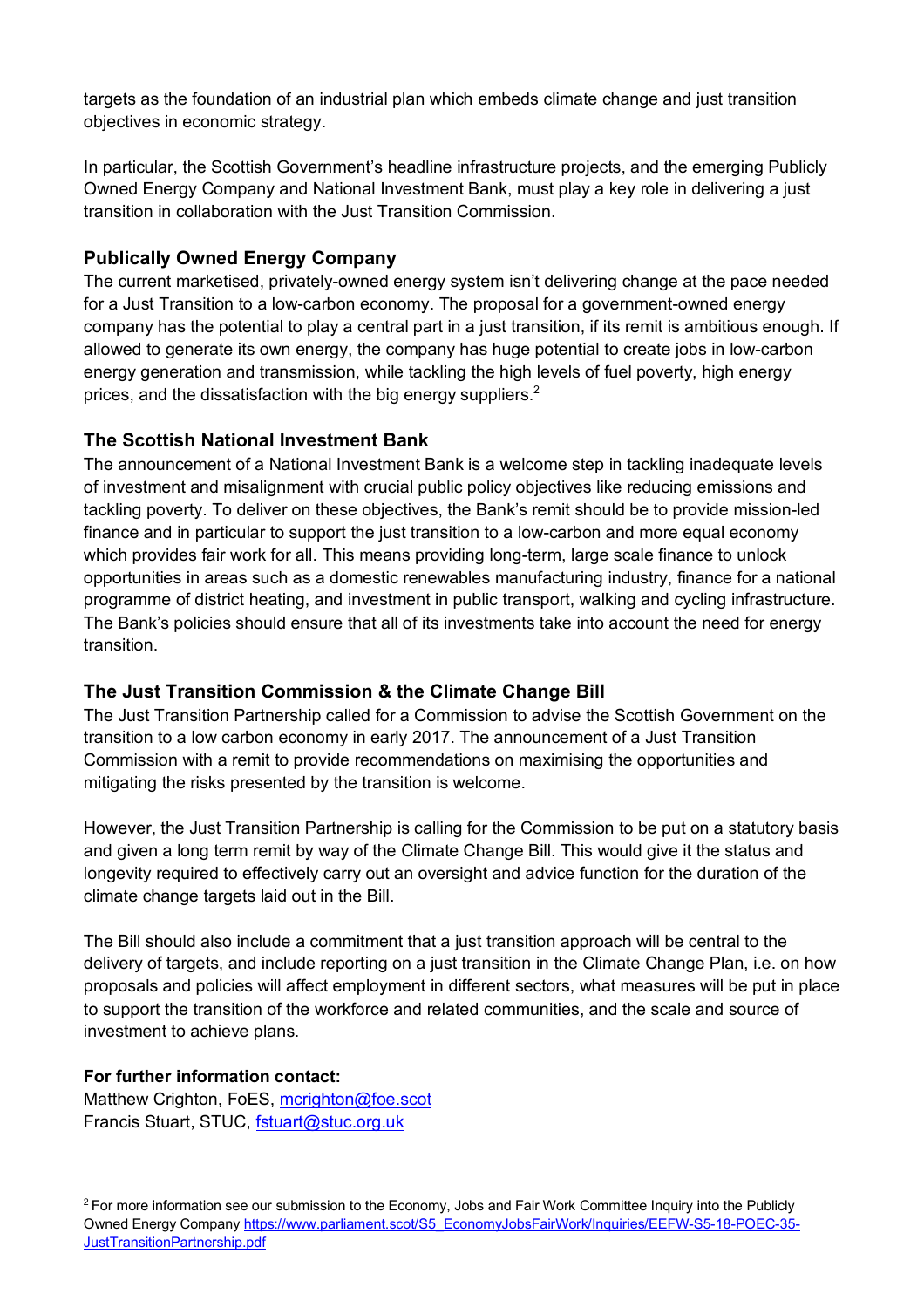targets as the foundation of an industrial plan which embeds climate change and just transition objectives in economic strategy.

In particular, the Scottish Government's headline infrastructure projects, and the emerging Publicly Owned Energy Company and National Investment Bank, must play a key role in delivering a just transition in collaboration with the Just Transition Commission.

### Publically Owned Energy Company

The current marketised, privately-owned energy system isn't delivering change at the pace needed for a Just Transition to a low-carbon economy. The proposal for a government-owned energy company has the potential to play a central part in a just transition, if its remit is ambitious enough. If allowed to generate its own energy, the company has huge potential to create jobs in low-carbon energy generation and transmission, while tackling the high levels of fuel poverty, high energy prices, and the dissatisfaction with the big energy suppliers.[2]

### The Scottish National Investment Bank

The announcement of a National Investment Bank is a welcome step in tackling inadequate levels of investment and misalignment with crucial public policy objectives like reducing emissions and tackling poverty. To deliver on these objectives, the Bank's remit should be to provide mission-led finance and in particular to support the just transition to a low-carbon and more equal economy which provides fair work for all. This means providing long-term, large scale finance to unlock opportunities in areas such as a domestic renewables manufacturing industry, finance for a national programme of district heating, and investment in public transport, walking and cycling infrastructure. The Bank's policies should ensure that all of its investments take into account the need for energy transition.

### The Just Transition Commission & the Climate Change Bill

The Just Transition Partnership called for a Commission to advise the Scottish Government on the transition to a low carbon economy in early 2017. The announcement of a Just Transition Commission with a remit to provide recommendations on maximising the opportunities and mitigating the risks presented by the transition is welcome.

However, the Just Transition Partnership is calling for the Commission to be put on a statutory basis and given a long term remit by way of the Climate Change Bill. This would give it the status and longevity required to effectively carry out an oversight and advice function for the duration of the climate change targets laid out in the Bill.

The Bill should also include a commitment that a just transition approach will be central to the delivery of targets, and include reporting on a just transition in the Climate Change Plan, i.e. on how proposals and policies will affect employment in different sectors, what measures will be put in place to support the transition of the workforce and related communities, and the scale and source of investment to achieve plans.

**For further information contact:**
Matthew Crighton, FoES, mcrighton@foe.scot
Francis Stuart, STUC, fstuart@stuc.org.uk

---

[2] For more information see our submission to the Economy, Jobs and Fair Work Committee Inquiry into the Publicly Owned Energy Company https://www.parliament.scot/S5_EconomyJobsFairWork/Inquiries/EEFW-S5-18-POEC-35-JustTransitionPartnership.pdf